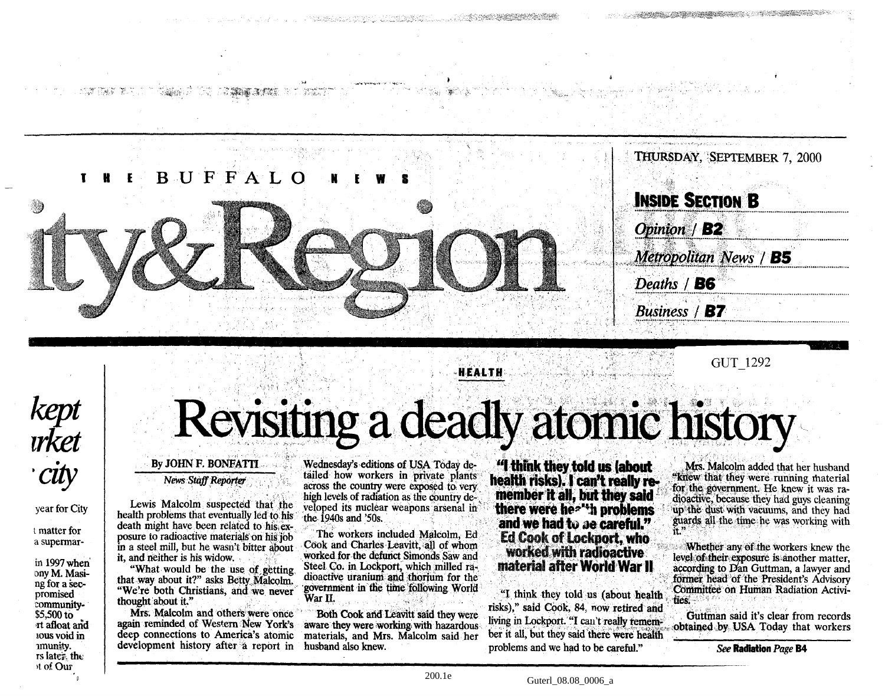THE BUFFALO NEWS

# City&Region

THURSDAY, SEPTEMBER 7, 2000

**INSIDE SECTION B**

*Opinion* / **B2**

*Metropolitan News* / **B5**

*Deaths* / **B6**

*Business* / **B7**

GUT_1292

HEALTH

# Revisiting a deadly atomic history

By JOHN F. BONFATTI
*News Staff Reporter*

Lewis Malcolm suspected that the health problems that eventually led to his death might have been related to his exposure to radioactive materials on his job in a steel mill, but he wasn't bitter about it, and neither is his widow.

"What would be the use of getting that way about it?" asks Betty Malcolm. "We're both Christians, and we never thought about it."

Mrs. Malcolm and others were once again reminded of Western New York's deep connections to America's atomic development history after a report in Wednesday's editions of USA Today detailed how workers in private plants across the country were exposed to very high levels of radiation as the country developed its nuclear weapons arsenal in the 1940s and '50s.

The workers included Malcolm, Ed Cook and Charles Leavitt, all of whom worked for the defunct Simonds Saw and Steel Co. in Lockport, which milled radioactive uranium and thorium for the government in the time following World War II.

Both Cook and Leavitt said they were aware they were working with hazardous materials, and Mrs. Malcolm said her husband also knew.

**"I think they told us (about health risks). I can't really remember it all, but they said there were health problems and we had to be careful." Ed Cook of Lockport, who worked with radioactive material after World War II**

"I think they told us (about health risks)," said Cook, 84, now retired and living in Lockport. "I can't really remember it all, but they said there were health problems and we had to be careful."

Mrs. Malcolm added that her husband "knew that they were running material for the government. He knew it was radioactive, because they had guys cleaning up the dust with vacuums, and they had guards all the time he was working with it."

Whether any of the workers knew the level of their exposure is another matter, according to Dan Guttman, a lawyer and former head of the President's Advisory Committee on Human Radiation Activities.

Guttman said it's clear from records obtained by USA Today that workers

*See* **Radiation** *Page* **B4**

200.1e

Guterl_08.08_0006_a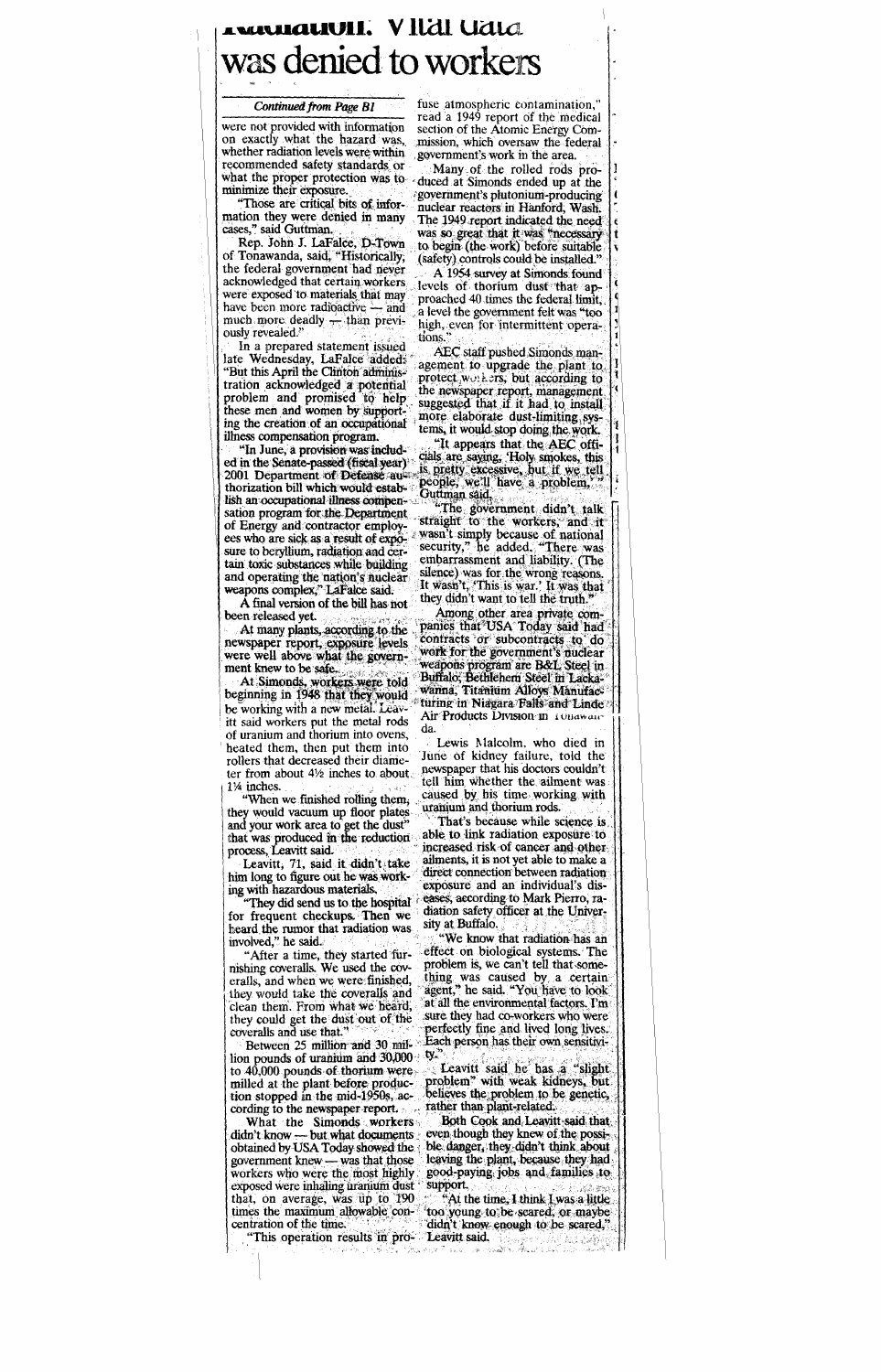# Radiation: Vital data was denied to workers

*Continued from Page B1*

were not provided with information on exactly what the hazard was, whether radiation levels were within recommended safety standards or what the proper protection was to minimize their exposure.

"Those are critical bits of information they were denied in many cases," said Guttman.

Rep. John J. LaFalce, D-Town of Tonawanda, said, "Historically, the federal government had never acknowledged that certain workers were exposed to materials that may have been more radioactive — and much more deadly — than previously revealed."

In a prepared statement issued late Wednesday, LaFalce added: "But this April the Clinton administration acknowledged a potential problem and promised to help these men and women by supporting the creation of an occupational illness compensation program.

"In June, a provision was included in the Senate-passed (fiscal year) 2001 Department of Defense authorization bill which would establish an occupational illness compensation program for the Department of Energy and contractor employees who are sick as a result of exposure to beryllium, radiation and certain toxic substances while building and operating the nation's nuclear weapons complex," LaFalce said.

A final version of the bill has not been released yet.

At many plants, according to the newspaper report, exposure levels were well above what the government knew to be safe.

At Simonds, workers were told beginning in 1948 that they would be working with a new metal. Leavitt said workers put the metal rods of uranium and thorium into ovens, heated them, then put them into rollers that decreased their diameter from about 4½ inches to about 1¼ inches.

"When we finished rolling them, they would vacuum up floor plates and your work area to get the dust" that was produced in the reduction process, Leavitt said.

Leavitt, 71, said it didn't take him long to figure out he was working with hazardous materials.

"They did send us to the hospital for frequent checkups. Then we heard the rumor that radiation was involved," he said.

"After a time, they started furnishing coveralls. We used the coveralls, and when we were finished, they would take the coveralls and clean them. From what we heard, they could get the dust out of the coveralls and use that."

Between 25 million and 30 million pounds of uranium and 30,000 to 40,000 pounds of thorium were milled at the plant before production stopped in the mid-1950s, according to the newspaper report.

What the Simonds workers didn't know — but what documents obtained by USA Today showed the government knew — was that those workers who were the most highly exposed were inhaling uranium dust that, on average, was up to 190 times the maximum allowable concentration of the time.

"This operation results in profuse atmospheric contamination," read a 1949 report of the medical section of the Atomic Energy Commission, which oversaw the federal government's work in the area.

Many of the rolled rods produced at Simonds ended up at the government's plutonium-producing nuclear reactors in Hanford, Wash. The 1949 report indicated the need was so great that it was "necessary to begin (the work) before suitable (safety) controls could be installed."

A 1954 survey at Simonds found levels of thorium dust that approached 40 times the federal limit, a level the government felt was "too high, even for intermittent operations."

AEC staff pushed Simonds management to upgrade the plant to protect workers, but according to the newspaper report, management suggested that if it had to install more elaborate dust-limiting systems, it would stop doing the work.

"It appears that the AEC officials are saying, 'Holy smokes, this is pretty excessive, but if we tell people, we'll have a problem,'" Guttman said.

"The government didn't talk straight to the workers, and it wasn't simply because of national security," he added. "There was embarrassment and liability. (The silence) was for the wrong reasons. It wasn't, 'This is war.' It was that they didn't want to tell the truth."

Among other area private companies that USA Today said had contracts or subcontracts to do work for the government's nuclear weapons program are B&L Steel in Buffalo; Bethlehem Steel in Lackawanna, Titanium Alloys Manufacturing in Niagara Falls and Linde Air Products Division in Tonawanda.

Lewis Malcolm, who died in June of kidney failure, told the newspaper that his doctors couldn't tell him whether the ailment was caused by his time working with uranium and thorium rods.

That's because while science is able to link radiation exposure to increased risk of cancer and other ailments, it is not yet able to make a direct connection between radiation exposure and an individual's diseases, according to Mark Pierro, radiation safety officer at the University at Buffalo.

"We know that radiation has an effect on biological systems. The problem is, we can't tell that something was caused by a certain agent," he said. "You have to look at all the environmental factors. I'm sure they had co-workers who were perfectly fine and lived long lives. Each person has their own sensitivity."

Leavitt said he has a "slight problem" with weak kidneys, but believes the problem to be genetic, rather than plant-related.

Both Cook and Leavitt said that even though they knew of the possible danger, they didn't think about leaving the plant, because they had good-paying jobs and families to support.

"At the time, I think I was a little too young to be scared, or maybe didn't know enough to be scared," Leavitt said.